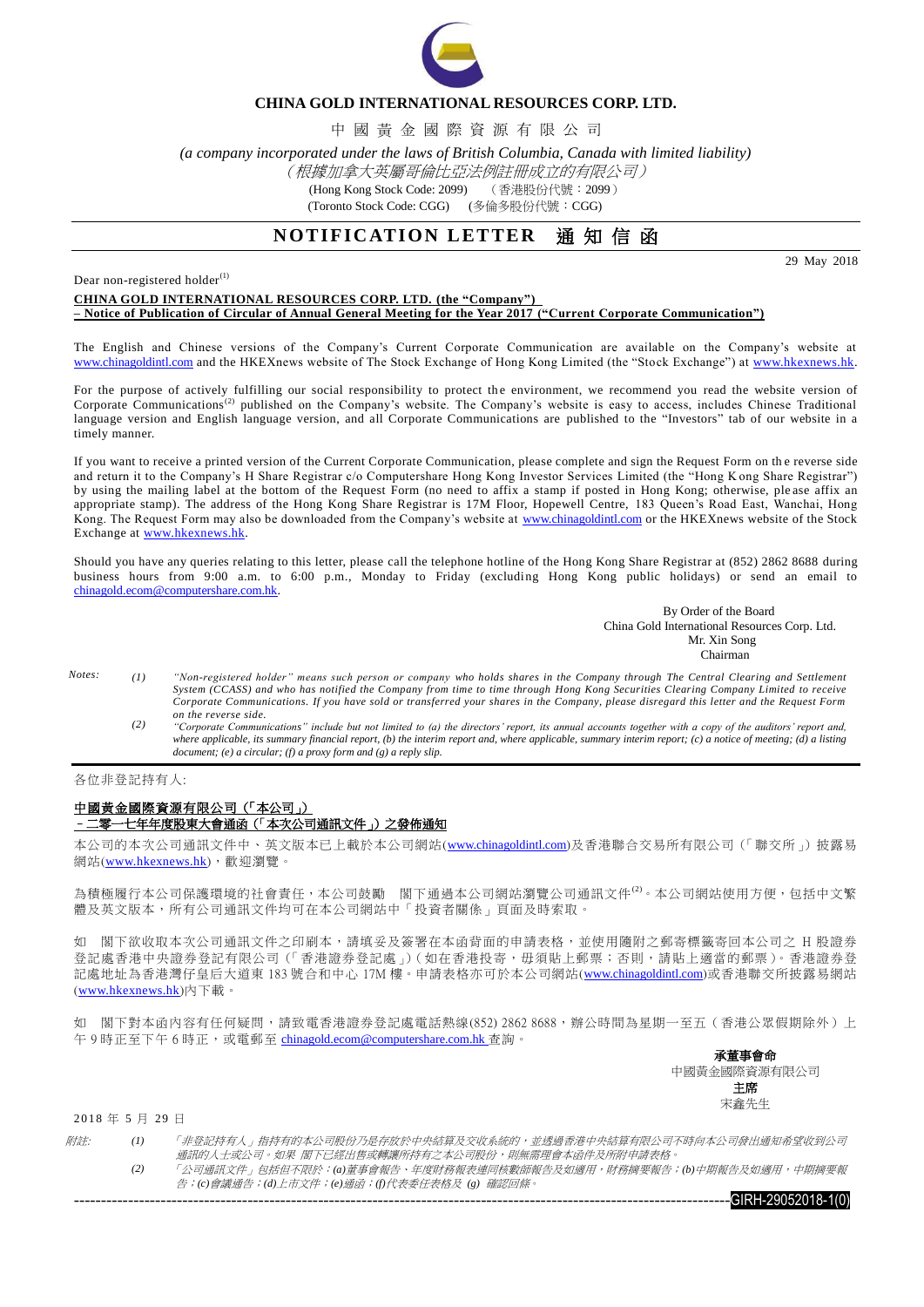**CHINA GOLD INTERNATIONAL RESOURCES CORP. LTD.**

中 國 黃 金 國 際 資 源 有 限 公 司

*(a company incorporated under the laws of British Columbia, Canada with limited liability)*

*(根據加拿大英屬哥倫比亞法例註冊成立的有限公司)*

(Hong Kong Stock Code: 2099) （香港股份代號：2099）

(Toronto Stock Code: CGG) (多倫多股份代號：CGG)

# NOTIFICATION LETTER 通 知 信 函

29 May 2018

Dear non-registered holder[(1)]

**CHINA GOLD INTERNATIONAL RESOURCES CORP. LTD. (the "Company")**
**– Notice of Publication of Circular of Annual General Meeting for the Year 2017 ("Current Corporate Communication")**

The English and Chinese versions of the Company's Current Corporate Communication are available on the Company's website at www.chinagoldintl.com and the HKEXnews website of The Stock Exchange of Hong Kong Limited (the "Stock Exchange") at www.hkexnews.hk.

For the purpose of actively fulfilling our social responsibility to protect the environment, we recommend you read the website version of Corporate Communications[(2)] published on the Company's website. The Company's website is easy to access, includes Chinese Traditional language version and English language version, and all Corporate Communications are published to the "Investors" tab of our website in a timely manner.

If you want to receive a printed version of the Current Corporate Communication, please complete and sign the Request Form on the reverse side and return it to the Company's H Share Registrar c/o Computershare Hong Kong Investor Services Limited (the "Hong Kong Share Registrar") by using the mailing label at the bottom of the Request Form (no need to affix a stamp if posted in Hong Kong; otherwise, please affix an appropriate stamp). The address of the Hong Kong Share Registrar is 17M Floor, Hopewell Centre, 183 Queen's Road East, Wanchai, Hong Kong. The Request Form may also be downloaded from the Company's website at www.chinagoldintl.com or the HKEXnews website of the Stock Exchange at www.hkexnews.hk.

Should you have any queries relating to this letter, please call the telephone hotline of the Hong Kong Share Registrar at (852) 2862 8688 during business hours from 9:00 a.m. to 6:00 p.m., Monday to Friday (excluding Hong Kong public holidays) or send an email to chinagold.ecom@computershare.com.hk.

By Order of the Board
China Gold International Resources Corp. Ltd.
Mr. Xin Song
Chairman

*Notes:*

*(1) "Non-registered holder" means such person or company who holds shares in the Company through The Central Clearing and Settlement System (CCASS) and who has notified the Company from time to time through Hong Kong Securities Clearing Company Limited to receive Corporate Communications. If you have sold or transferred your shares in the Company, please disregard this letter and the Request Form on the reverse side.*

*(2) "Corporate Communications" include but not limited to (a) the directors' report, its annual accounts together with a copy of the auditors' report and, where applicable, its summary financial report, (b) the interim report and, where applicable, summary interim report; (c) a notice of meeting; (d) a listing document; (e) a circular; (f) a proxy form and (g) a reply slip.*

---

各位非登記持有人:

**中國黃金國際資源有限公司（「本公司」）**
**－二零一七年年度股東大會通函（「本次公司通訊文件」）之發佈通知**

本公司的本次公司通訊文件中、英文版本已上載於本公司網站(www.chinagoldintl.com)及香港聯合交易所有限公司（「聯交所」）披露易網站(www.hkexnews.hk)，歡迎瀏覽。

為積極履行本公司保護環境的社會責任，本公司鼓勵 閣下通過本公司網站瀏覽公司通訊文件[(2)]。本公司網站使用方便，包括中文繁體及英文版本，所有公司通訊文件均可在本公司網站中「投資者關係」頁面及時索取。

如 閣下欲收取本次公司通訊文件之印刷本，請填妥及簽署在本函背面的申請表格，並使用隨附之郵寄標籤寄回本公司之 H 股證券登記處香港中央證券登記有限公司（「香港證券登記處」）（如在香港投寄，毋須貼上郵票；否則，請貼上適當的郵票）。香港證券登記處地址為香港灣仔皇后大道東 183 號合和中心 17M 樓。申請表格亦可於本公司網站(www.chinagoldintl.com)或香港聯交所披露易網站(www.hkexnews.hk)內下載。

如 閣下對本函內容有任何疑問，請致電香港證券登記處電話熱線(852) 2862 8688，辦公時間為星期一至五（香港公眾假期除外）上午 9 時正至下午 6 時正，或電郵至 chinagold.ecom@computershare.com.hk 查詢。

**承董事會命**
中國黃金國際資源有限公司
**主席**
宋鑫先生

2018 年 5 月 29 日

*附註:*

*(1) 「非登記持有人」指持有的本公司股份乃是存放於中央結算及交收系統的，並透過香港中央結算有限公司不時向本公司發出通知希望收到公司通訊的人士或公司。如果 閣下已經出售或轉讓所持有之本公司股份，則無需理會本函件及所附申請表格。*

*(2) 「公司通訊文件」包括但不限於：(a)董事會報告、年度財務報表連同核數師報告及如適用，財務摘要報告；(b)中期報告及如適用，中期摘要報告；(c)會議通告；(d)上市文件；(e)通函；(f)代表委任表格及 (g) 確認回條。*

GIRH-29052018-1(0)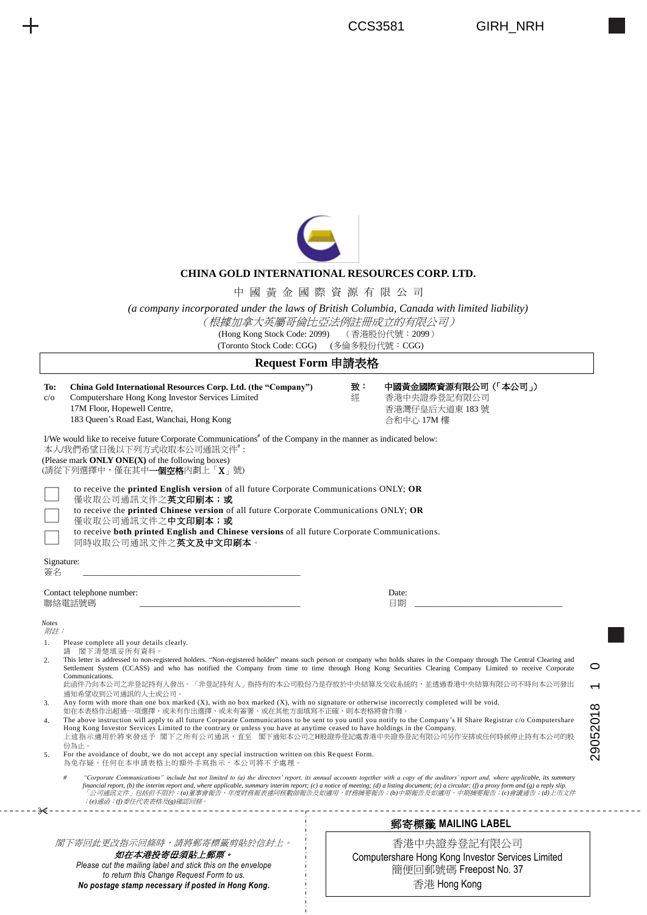**CHINA GOLD INTERNATIONAL RESOURCES CORP. LTD.**

中 國 黃 金 國 際 資 源 有 限 公 司

*(a company incorporated under the laws of British Columbia, Canada with limited liability)*

*（根據加拿大英屬哥倫比亞法例註冊成立的有限公司）*

(Hong Kong Stock Code: 2099) （香港股份代號：2099）

(Toronto Stock Code: CGG) (多倫多股份代號：CGG)

## Request Form 申請表格

**To:** **China Gold International Resources Corp. Ltd. (the "Company")**
c/o Computershare Hong Kong Investor Services Limited
17M Floor, Hopewell Centre,
183 Queen's Road East, Wanchai, Hong Kong

**致：** **中國黃金國際資源有限公司（「本公司」）**
經 香港中央證券登記有限公司
香港灣仔皇后大道東 183 號
合和中心 17M 樓

I/We would like to receive future Corporate Communications# of the Company in the manner as indicated below:
本人/我們希望日後以下列方式收取本公司通訊文件#：
(Please mark **ONLY ONE(X)** of the following boxes)
(請從下列選擇中，僅在其中**一個空格**內劃上「**X**」號)

☐ to receive the **printed English version** of all future Corporate Communications ONLY; **OR**
僅收取公司通訊文件之**英文印刷本；或**

☐ to receive the **printed Chinese version** of all future Corporate Communications ONLY; **OR**
僅收取公司通訊文件之**中文印刷本；或**

☐ to receive **both printed English and Chinese versions** of all future Corporate Communications.
同時收取公司通訊文件之**英文及中文印刷本**。

Signature:
簽名 ______________________________

Contact telephone number:
聯絡電話號碼 ______________________________

Date:
日期 ______________________________

*Notes*
*附註：*

1. Please complete all your details clearly.
請 閣下清楚填妥所有資料。
2. This letter is addressed to non-registered holders. "Non-registered holder" means such person or company who holds shares in the Company through The Central Clearing and Settlement System (CCASS) and who has notified the Company from time to time through Hong Kong Securities Clearing Company Limited to receive Corporate Communications.
此函件乃向本公司之非登記持有人發出。「非登記持有人」指持有本公司股份乃是存放於中央結算及交收系統的，並透過香港中央結算有限公司不時向本公司發出通知希望收到公司通訊的人士或公司。
3. Any form with more than one box marked (X), with no box marked (X), with no signature or otherwise incorrectly completed will be void.
如在本表格作出超過一項選擇、或未有作出選擇、或未有簽署、或在其他方面填寫不正確，則本表格將會作廢。
4. The above instruction will apply to all future Corporate Communications to be sent to you until you notify to the Company's H Share Registrar c/o Computershare Hong Kong Investor Services Limited to the contrary or unless you have at anytime ceased to have holdings in the Company.
上述指示適用於將來發送予 閣下之所有公司通訊，直至 閣下通知本公司之H股證券登記處香港中央證券登記有限公司另作安排或任何時候停止持有本公司的股份為止。
5. For the avoidance of doubt, we do not accept any special instruction written on this Request Form.
為免存疑，任何在本申請表格上的額外手寫指示，本公司將不予處理。

\# *"Corporate Communications" include but not limited to (a) the directors' report, its annual accounts together with a copy of the auditors' report and, where applicable, its summary financial report, (b) the interim report and, where applicable, summary interim report; (c) a notice of meeting; (d) a listing document; (e) a circular; (f) a proxy form and (g) a reply slip.*
*「公司通訊文件」包括但不限於：(a)董事會報告、年度財務報表連同核數師報告及如適用，財務摘要報告；(b)中期報告及如適用，中期摘要報告；(c)會議通告；(d)上市文件；(e)通函；(f)委任代表表格及(g)確認回條。*

---

*閣下寄回此更改指示回條時，請將郵寄標籤剪貼於信封上。*
***如在本港投寄毋須貼上郵票。***
*Please cut the mailing label and stick this on the envelope to return this Change Request Form to us.*
***No postage stamp necessary if posted in Hong Kong.***

**郵寄標籤 MAILING LABEL**

香港中央證券登記有限公司
Computershare Hong Kong Investor Services Limited
簡便回郵號碼 Freepost No. 37
香港 Hong Kong